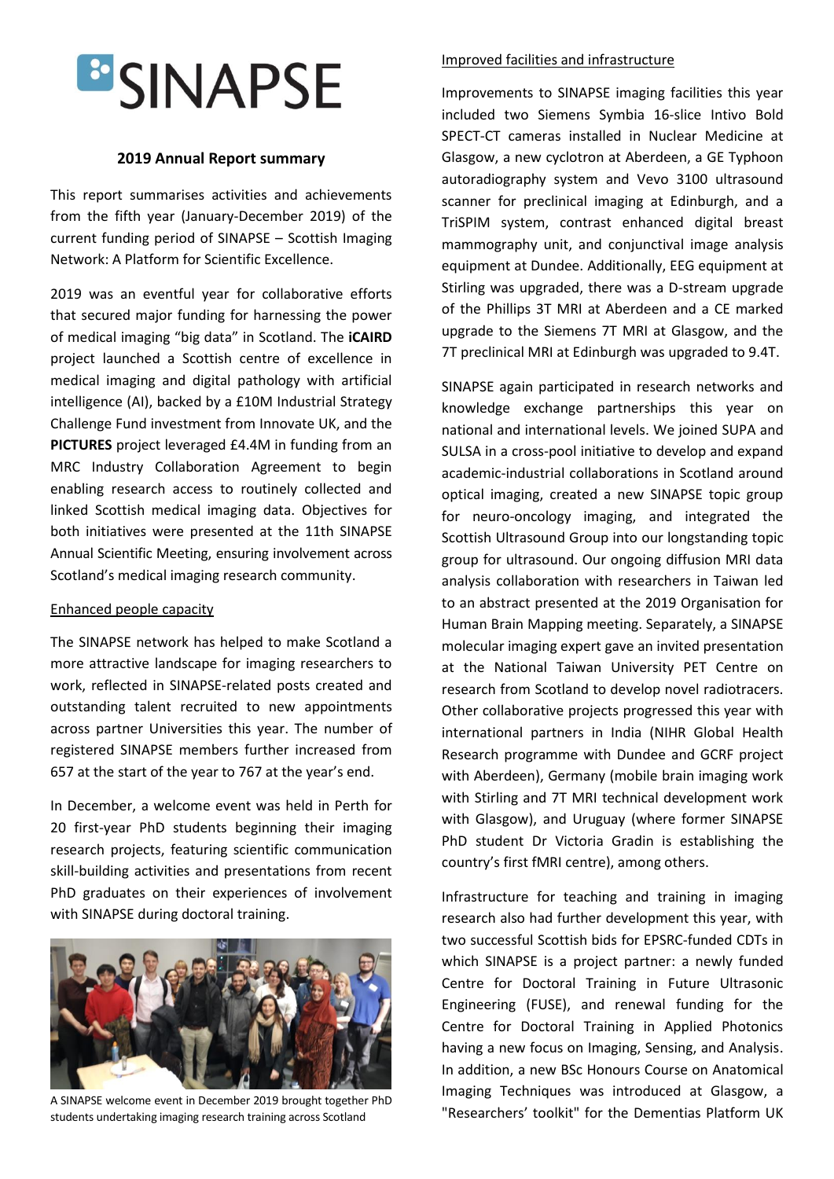# SINAPSE

## 2019 Annual Report summary

This report summarises activities and achievements from the fifth year (January-December 2019) of the current funding period of SINAPSE – Scottish Imaging Network: A Platform for Scientific Excellence.

2019 was an eventful year for collaborative efforts that secured major funding for harnessing the power of medical imaging "big data" in Scotland. The **iCAIRD** project launched a Scottish centre of excellence in medical imaging and digital pathology with artificial intelligence (AI), backed by a £10M Industrial Strategy Challenge Fund investment from Innovate UK, and the **PICTURES** project leveraged £4.4M in funding from an MRC Industry Collaboration Agreement to begin enabling research access to routinely collected and linked Scottish medical imaging data. Objectives for both initiatives were presented at the 11th SINAPSE Annual Scientific Meeting, ensuring involvement across Scotland's medical imaging research community.

### Enhanced people capacity

The SINAPSE network has helped to make Scotland a more attractive landscape for imaging researchers to work, reflected in SINAPSE-related posts created and outstanding talent recruited to new appointments across partner Universities this year. The number of registered SINAPSE members further increased from 657 at the start of the year to 767 at the year's end.

In December, a welcome event was held in Perth for 20 first-year PhD students beginning their imaging research projects, featuring scientific communication skill-building activities and presentations from recent PhD graduates on their experiences of involvement with SINAPSE during doctoral training.

A SINAPSE welcome event in December 2019 brought together PhD students undertaking imaging research training across Scotland

### Improved facilities and infrastructure

Improvements to SINAPSE imaging facilities this year included two Siemens Symbia 16-slice Intivo Bold SPECT-CT cameras installed in Nuclear Medicine at Glasgow, a new cyclotron at Aberdeen, a GE Typhoon autoradiography system and Vevo 3100 ultrasound scanner for preclinical imaging at Edinburgh, and a TriSPIM system, contrast enhanced digital breast mammography unit, and conjunctival image analysis equipment at Dundee. Additionally, EEG equipment at Stirling was upgraded, there was a D-stream upgrade of the Phillips 3T MRI at Aberdeen and a CE marked upgrade to the Siemens 7T MRI at Glasgow, and the 7T preclinical MRI at Edinburgh was upgraded to 9.4T.

SINAPSE again participated in research networks and knowledge exchange partnerships this year on national and international levels. We joined SUPA and SULSA in a cross-pool initiative to develop and expand academic-industrial collaborations in Scotland around optical imaging, created a new SINAPSE topic group for neuro-oncology imaging, and integrated the Scottish Ultrasound Group into our longstanding topic group for ultrasound. Our ongoing diffusion MRI data analysis collaboration with researchers in Taiwan led to an abstract presented at the 2019 Organisation for Human Brain Mapping meeting. Separately, a SINAPSE molecular imaging expert gave an invited presentation at the National Taiwan University PET Centre on research from Scotland to develop novel radiotracers. Other collaborative projects progressed this year with international partners in India (NIHR Global Health Research programme with Dundee and GCRF project with Aberdeen), Germany (mobile brain imaging work with Stirling and 7T MRI technical development work with Glasgow), and Uruguay (where former SINAPSE PhD student Dr Victoria Gradin is establishing the country's first fMRI centre), among others.

Infrastructure for teaching and training in imaging research also had further development this year, with two successful Scottish bids for EPSRC-funded CDTs in which SINAPSE is a project partner: a newly funded Centre for Doctoral Training in Future Ultrasonic Engineering (FUSE), and renewal funding for the Centre for Doctoral Training in Applied Photonics having a new focus on Imaging, Sensing, and Analysis. In addition, a new BSc Honours Course on Anatomical Imaging Techniques was introduced at Glasgow, a "Researchers' toolkit" for the Dementias Platform UK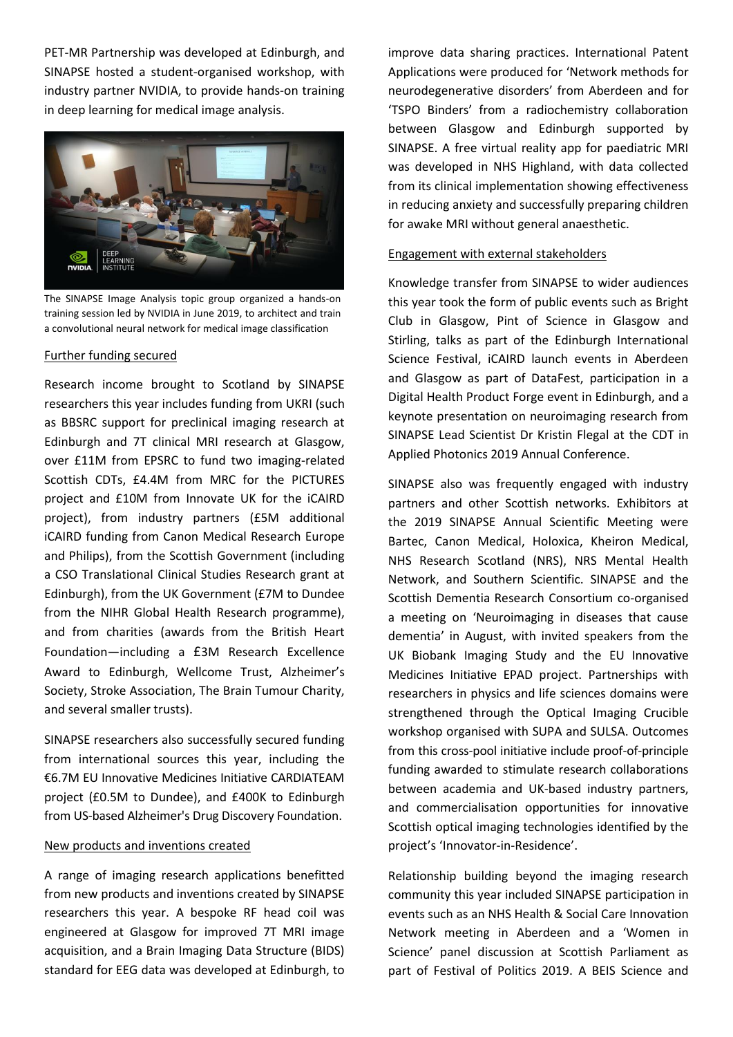PET-MR Partnership was developed at Edinburgh, and SINAPSE hosted a student-organised workshop, with industry partner NVIDIA, to provide hands-on training in deep learning for medical image analysis.

The SINAPSE Image Analysis topic group organized a hands-on training session led by NVIDIA in June 2019, to architect and train a convolutional neural network for medical image classification

Further funding secured

Research income brought to Scotland by SINAPSE researchers this year includes funding from UKRI (such as BBSRC support for preclinical imaging research at Edinburgh and 7T clinical MRI research at Glasgow, over £11M from EPSRC to fund two imaging-related Scottish CDTs, £4.4M from MRC for the PICTURES project and £10M from Innovate UK for the iCAIRD project), from industry partners (£5M additional iCAIRD funding from Canon Medical Research Europe and Philips), from the Scottish Government (including a CSO Translational Clinical Studies Research grant at Edinburgh), from the UK Government (£7M to Dundee from the NIHR Global Health Research programme), and from charities (awards from the British Heart Foundation—including a £3M Research Excellence Award to Edinburgh, Wellcome Trust, Alzheimer's Society, Stroke Association, The Brain Tumour Charity, and several smaller trusts).

SINAPSE researchers also successfully secured funding from international sources this year, including the €6.7M EU Innovative Medicines Initiative CARDIATEAM project (£0.5M to Dundee), and £400K to Edinburgh from US-based Alzheimer's Drug Discovery Foundation.

New products and inventions created

A range of imaging research applications benefitted from new products and inventions created by SINAPSE researchers this year. A bespoke RF head coil was engineered at Glasgow for improved 7T MRI image acquisition, and a Brain Imaging Data Structure (BIDS) standard for EEG data was developed at Edinburgh, to improve data sharing practices. International Patent Applications were produced for 'Network methods for neurodegenerative disorders' from Aberdeen and for 'TSPO Binders' from a radiochemistry collaboration between Glasgow and Edinburgh supported by SINAPSE. A free virtual reality app for paediatric MRI was developed in NHS Highland, with data collected from its clinical implementation showing effectiveness in reducing anxiety and successfully preparing children for awake MRI without general anaesthetic.

Engagement with external stakeholders

Knowledge transfer from SINAPSE to wider audiences this year took the form of public events such as Bright Club in Glasgow, Pint of Science in Glasgow and Stirling, talks as part of the Edinburgh International Science Festival, iCAIRD launch events in Aberdeen and Glasgow as part of DataFest, participation in a Digital Health Product Forge event in Edinburgh, and a keynote presentation on neuroimaging research from SINAPSE Lead Scientist Dr Kristin Flegal at the CDT in Applied Photonics 2019 Annual Conference.

SINAPSE also was frequently engaged with industry partners and other Scottish networks. Exhibitors at the 2019 SINAPSE Annual Scientific Meeting were Bartec, Canon Medical, Holoxica, Kheiron Medical, NHS Research Scotland (NRS), NRS Mental Health Network, and Southern Scientific. SINAPSE and the Scottish Dementia Research Consortium co-organised a meeting on 'Neuroimaging in diseases that cause dementia' in August, with invited speakers from the UK Biobank Imaging Study and the EU Innovative Medicines Initiative EPAD project. Partnerships with researchers in physics and life sciences domains were strengthened through the Optical Imaging Crucible workshop organised with SUPA and SULSA. Outcomes from this cross-pool initiative include proof-of-principle funding awarded to stimulate research collaborations between academia and UK-based industry partners, and commercialisation opportunities for innovative Scottish optical imaging technologies identified by the project's 'Innovator-in-Residence'.

Relationship building beyond the imaging research community this year included SINAPSE participation in events such as an NHS Health & Social Care Innovation Network meeting in Aberdeen and a 'Women in Science' panel discussion at Scottish Parliament as part of Festival of Politics 2019. A BEIS Science and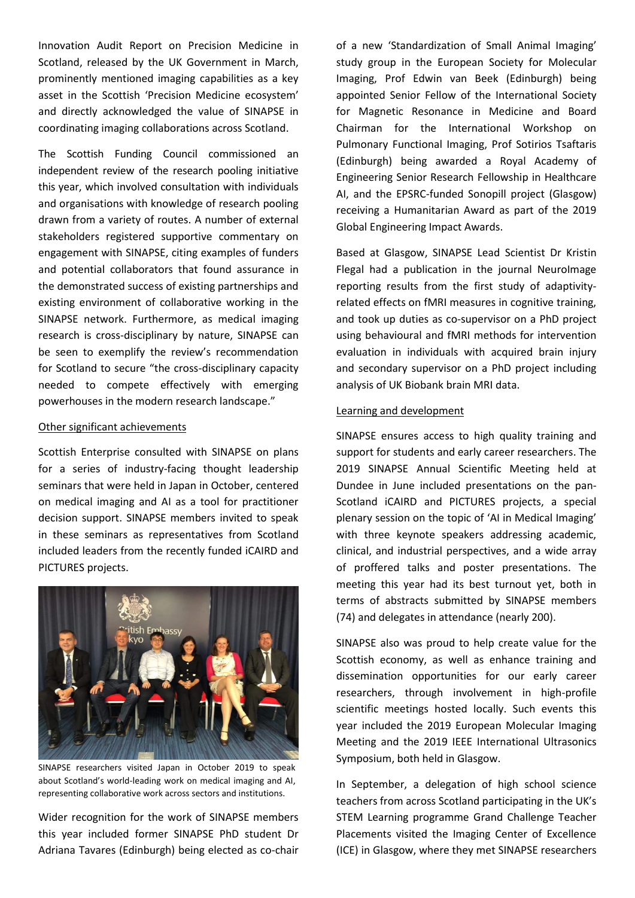Innovation Audit Report on Precision Medicine in Scotland, released by the UK Government in March, prominently mentioned imaging capabilities as a key asset in the Scottish 'Precision Medicine ecosystem' and directly acknowledged the value of SINAPSE in coordinating imaging collaborations across Scotland.

The Scottish Funding Council commissioned an independent review of the research pooling initiative this year, which involved consultation with individuals and organisations with knowledge of research pooling drawn from a variety of routes. A number of external stakeholders registered supportive commentary on engagement with SINAPSE, citing examples of funders and potential collaborators that found assurance in the demonstrated success of existing partnerships and existing environment of collaborative working in the SINAPSE network. Furthermore, as medical imaging research is cross-disciplinary by nature, SINAPSE can be seen to exemplify the review's recommendation for Scotland to secure "the cross-disciplinary capacity needed to compete effectively with emerging powerhouses in the modern research landscape."

<u>Other significant achievements</u>

Scottish Enterprise consulted with SINAPSE on plans for a series of industry-facing thought leadership seminars that were held in Japan in October, centered on medical imaging and AI as a tool for practitioner decision support. SINAPSE members invited to speak in these seminars as representatives from Scotland included leaders from the recently funded iCAIRD and PICTURES projects.

SINAPSE researchers visited Japan in October 2019 to speak about Scotland's world-leading work on medical imaging and AI, representing collaborative work across sectors and institutions.

Wider recognition for the work of SINAPSE members this year included former SINAPSE PhD student Dr Adriana Tavares (Edinburgh) being elected as co-chair of a new 'Standardization of Small Animal Imaging' study group in the European Society for Molecular Imaging, Prof Edwin van Beek (Edinburgh) being appointed Senior Fellow of the International Society for Magnetic Resonance in Medicine and Board Chairman for the International Workshop on Pulmonary Functional Imaging, Prof Sotirios Tsaftaris (Edinburgh) being awarded a Royal Academy of Engineering Senior Research Fellowship in Healthcare AI, and the EPSRC-funded Sonopill project (Glasgow) receiving a Humanitarian Award as part of the 2019 Global Engineering Impact Awards.

Based at Glasgow, SINAPSE Lead Scientist Dr Kristin Flegal had a publication in the journal NeuroImage reporting results from the first study of adaptivity-related effects on fMRI measures in cognitive training, and took up duties as co-supervisor on a PhD project using behavioural and fMRI methods for intervention evaluation in individuals with acquired brain injury and secondary supervisor on a PhD project including analysis of UK Biobank brain MRI data.

<u>Learning and development</u>

SINAPSE ensures access to high quality training and support for students and early career researchers. The 2019 SINAPSE Annual Scientific Meeting held at Dundee in June included presentations on the pan-Scotland iCAIRD and PICTURES projects, a special plenary session on the topic of 'AI in Medical Imaging' with three keynote speakers addressing academic, clinical, and industrial perspectives, and a wide array of proffered talks and poster presentations. The meeting this year had its best turnout yet, both in terms of abstracts submitted by SINAPSE members (74) and delegates in attendance (nearly 200).

SINAPSE also was proud to help create value for the Scottish economy, as well as enhance training and dissemination opportunities for our early career researchers, through involvement in high-profile scientific meetings hosted locally. Such events this year included the 2019 European Molecular Imaging Meeting and the 2019 IEEE International Ultrasonics Symposium, both held in Glasgow.

In September, a delegation of high school science teachers from across Scotland participating in the UK's STEM Learning programme Grand Challenge Teacher Placements visited the Imaging Center of Excellence (ICE) in Glasgow, where they met SINAPSE researchers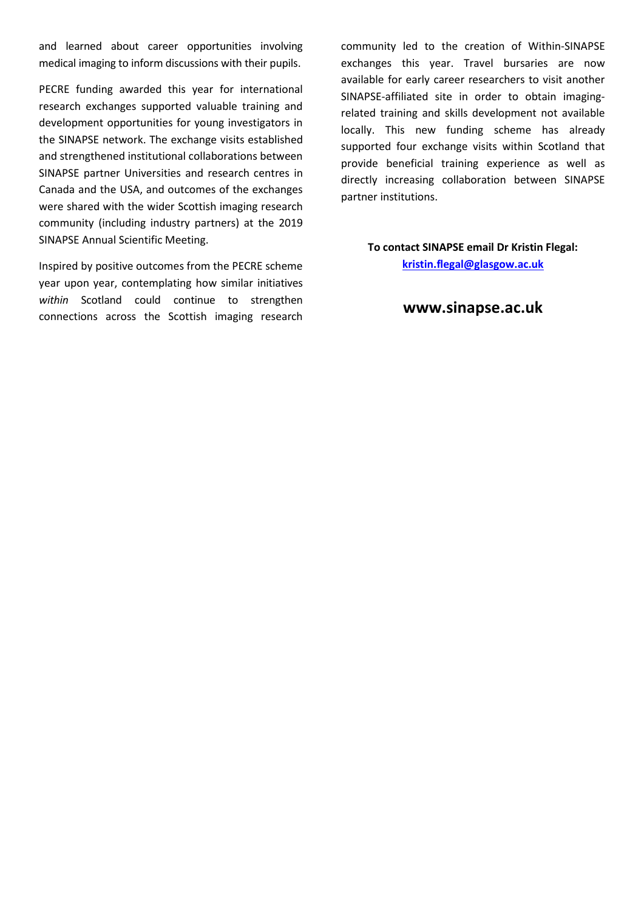and learned about career opportunities involving medical imaging to inform discussions with their pupils.

PECRE funding awarded this year for international research exchanges supported valuable training and development opportunities for young investigators in the SINAPSE network. The exchange visits established and strengthened institutional collaborations between SINAPSE partner Universities and research centres in Canada and the USA, and outcomes of the exchanges were shared with the wider Scottish imaging research community (including industry partners) at the 2019 SINAPSE Annual Scientific Meeting.

Inspired by positive outcomes from the PECRE scheme year upon year, contemplating how similar initiatives *within* Scotland could continue to strengthen connections across the Scottish imaging research community led to the creation of Within-SINAPSE exchanges this year. Travel bursaries are now available for early career researchers to visit another SINAPSE-affiliated site in order to obtain imaging-related training and skills development not available locally. This new funding scheme has already supported four exchange visits within Scotland that provide beneficial training experience as well as directly increasing collaboration between SINAPSE partner institutions.

**To contact SINAPSE email Dr Kristin Flegal:**
**kristin.flegal@glasgow.ac.uk**

## www.sinapse.ac.uk